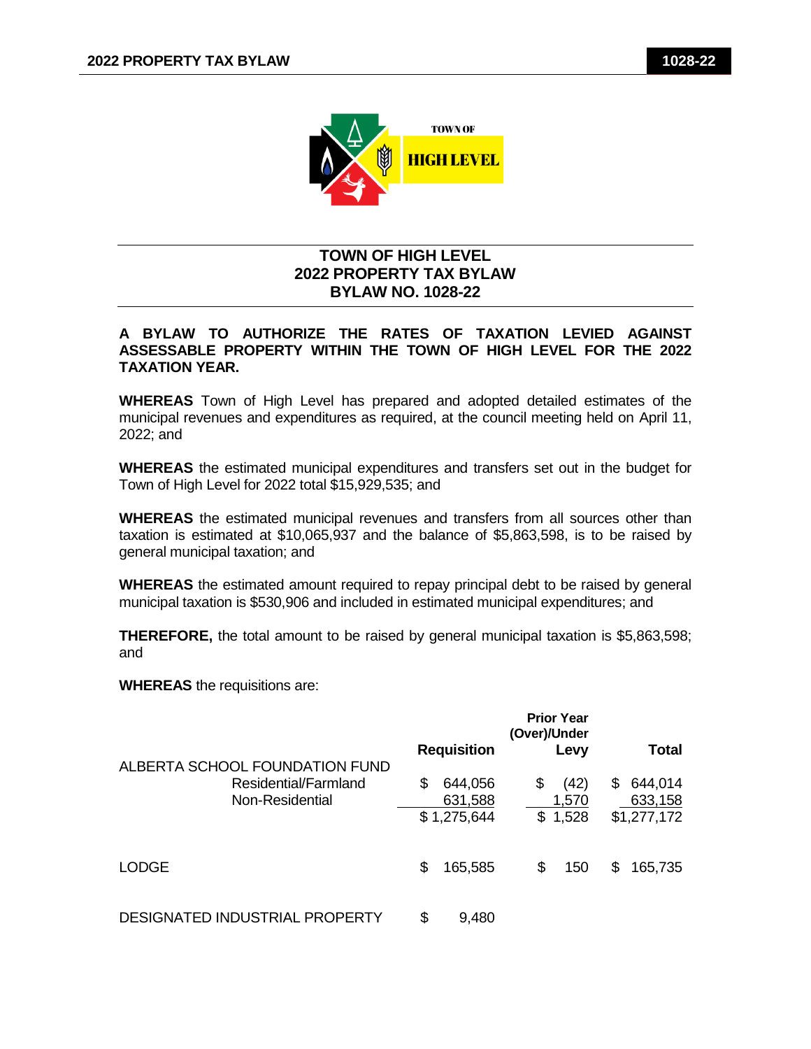# TOWN OF HIGH LEVEL
# 2022 PROPERTY TAX BYLAW
# BYLAW NO. 1028-22

**A BYLAW TO AUTHORIZE THE RATES OF TAXATION LEVIED AGAINST ASSESSABLE PROPERTY WITHIN THE TOWN OF HIGH LEVEL FOR THE 2022 TAXATION YEAR.**

**WHEREAS** Town of High Level has prepared and adopted detailed estimates of the municipal revenues and expenditures as required, at the council meeting held on April 11, 2022; and

**WHEREAS** the estimated municipal expenditures and transfers set out in the budget for Town of High Level for 2022 total $15,929,535; and

**WHEREAS** the estimated municipal revenues and transfers from all sources other than taxation is estimated at $10,065,937 and the balance of $5,863,598, is to be raised by general municipal taxation; and

**WHEREAS** the estimated amount required to repay principal debt to be raised by general municipal taxation is $530,906 and included in estimated municipal expenditures; and

**THEREFORE,** the total amount to be raised by general municipal taxation is $5,863,598; and

**WHEREAS** the requisitions are:

| | Requisition | Prior Year (Over)/Under Levy | Total |
|---|---|---|---|
| ALBERTA SCHOOL FOUNDATION FUND | | | |
| Residential/Farmland | $ 644,056 | $ (42) | $ 644,014 |
| Non-Residential | 631,588 | 1,570 | 633,158 |
| | $ 1,275,644 | $ 1,528 | $1,277,172 |
| LODGE | $ 165,585 | $ 150 | $ 165,735 |
| DESIGNATED INDUSTRIAL PROPERTY | $ 9,480 | | |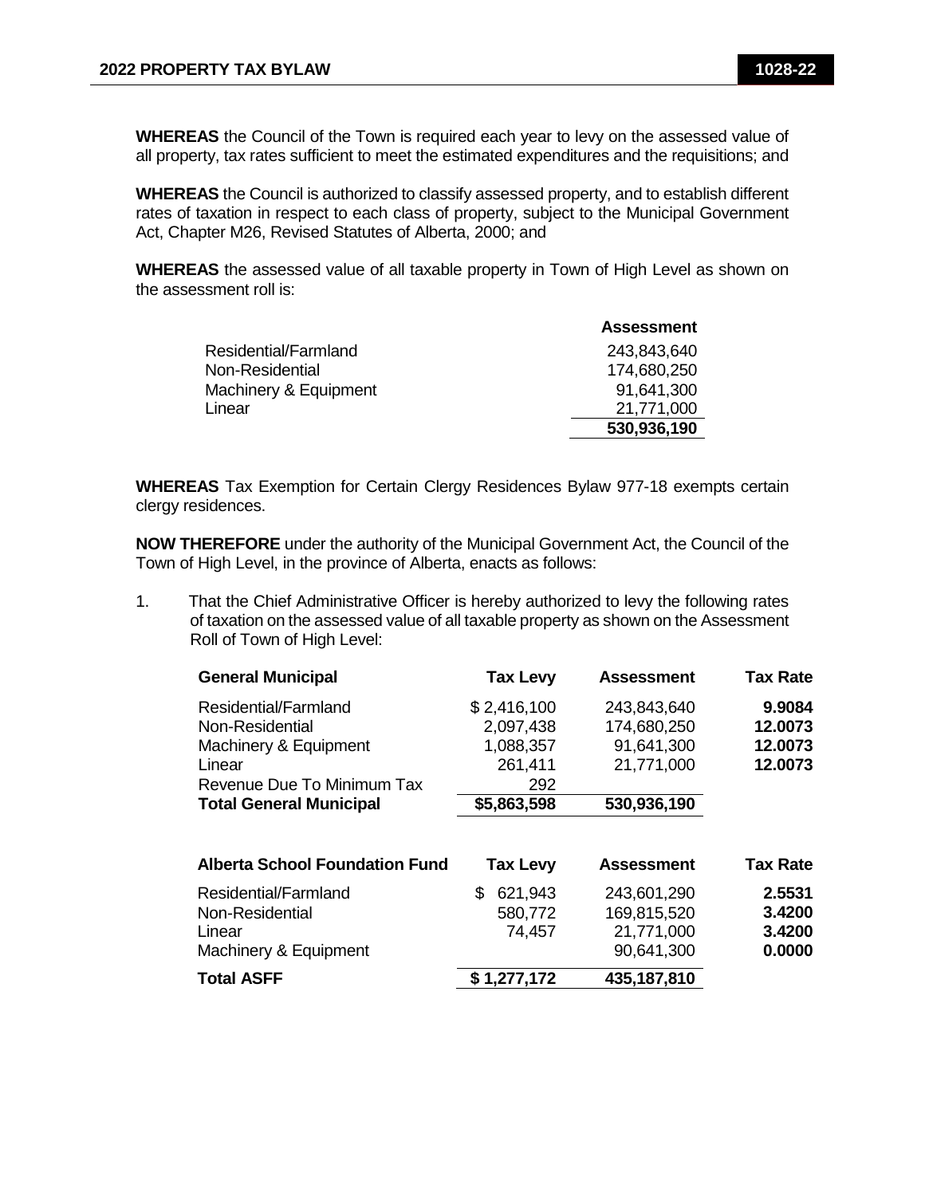**WHEREAS** the Council of the Town is required each year to levy on the assessed value of all property, tax rates sufficient to meet the estimated expenditures and the requisitions; and

**WHEREAS** the Council is authorized to classify assessed property, and to establish different rates of taxation in respect to each class of property, subject to the Municipal Government Act, Chapter M26, Revised Statutes of Alberta, 2000; and

**WHEREAS** the assessed value of all taxable property in Town of High Level as shown on the assessment roll is:

| | **Assessment** |
|---|---|
| Residential/Farmland | 243,843,640 |
| Non-Residential | 174,680,250 |
| Machinery & Equipment | 91,641,300 |
| Linear | 21,771,000 |
| | **530,936,190** |

**WHEREAS** Tax Exemption for Certain Clergy Residences Bylaw 977-18 exempts certain clergy residences.

**NOW THEREFORE** under the authority of the Municipal Government Act, the Council of the Town of High Level, in the province of Alberta, enacts as follows:

1. That the Chief Administrative Officer is hereby authorized to levy the following rates of taxation on the assessed value of all taxable property as shown on the Assessment Roll of Town of High Level:

| **General Municipal** | **Tax Levy** | **Assessment** | **Tax Rate** |
|---|---|---|---|
| Residential/Farmland | $ 2,416,100 | 243,843,640 | **9.9084** |
| Non-Residential | 2,097,438 | 174,680,250 | **12.0073** |
| Machinery & Equipment | 1,088,357 | 91,641,300 | **12.0073** |
| Linear | 261,411 | 21,771,000 | **12.0073** |
| Revenue Due To Minimum Tax | 292 | | |
| **Total General Municipal** | **$5,863,598** | **530,936,190** | |

| **Alberta School Foundation Fund** | **Tax Levy** | **Assessment** | **Tax Rate** |
|---|---|---|---|
| Residential/Farmland | $ 621,943 | 243,601,290 | **2.5531** |
| Non-Residential | 580,772 | 169,815,520 | **3.4200** |
| Linear | 74,457 | 21,771,000 | **3.4200** |
| Machinery & Equipment | | 90,641,300 | **0.0000** |
| **Total ASFF** | **$ 1,277,172** | **435,187,810** | |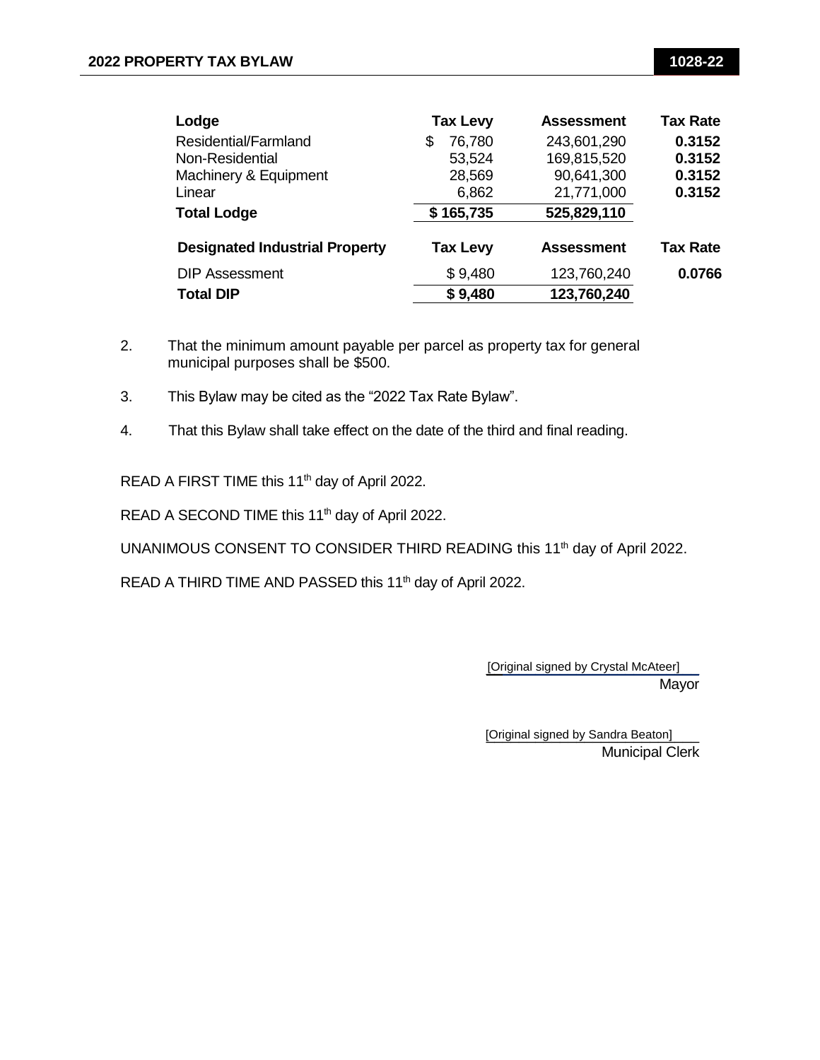| Lodge | Tax Levy | Assessment | Tax Rate |
| --- | --- | --- | --- |
| Residential/Farmland | $ 76,780 | 243,601,290 | **0.3152** |
| Non-Residential | 53,524 | 169,815,520 | **0.3152** |
| Machinery & Equipment | 28,569 | 90,641,300 | **0.3152** |
| Linear | 6,862 | 21,771,000 | **0.3152** |
| **Total Lodge** | **$ 165,735** | **525,829,110** | |

| Designated Industrial Property | Tax Levy | Assessment | Tax Rate |
| --- | --- | --- | --- |
| DIP Assessment | $ 9,480 | 123,760,240 | **0.0766** |
| **Total DIP** | **$ 9,480** | **123,760,240** | |

2. That the minimum amount payable per parcel as property tax for general municipal purposes shall be $500.

3. This Bylaw may be cited as the "2022 Tax Rate Bylaw".

4. That this Bylaw shall take effect on the date of the third and final reading.

READ A FIRST TIME this 11th day of April 2022.

READ A SECOND TIME this 11th day of April 2022.

UNANIMOUS CONSENT TO CONSIDER THIRD READING this 11th day of April 2022.

READ A THIRD TIME AND PASSED this 11th day of April 2022.

[Original signed by Crystal McAteer]
Mayor

[Original signed by Sandra Beaton]
Municipal Clerk